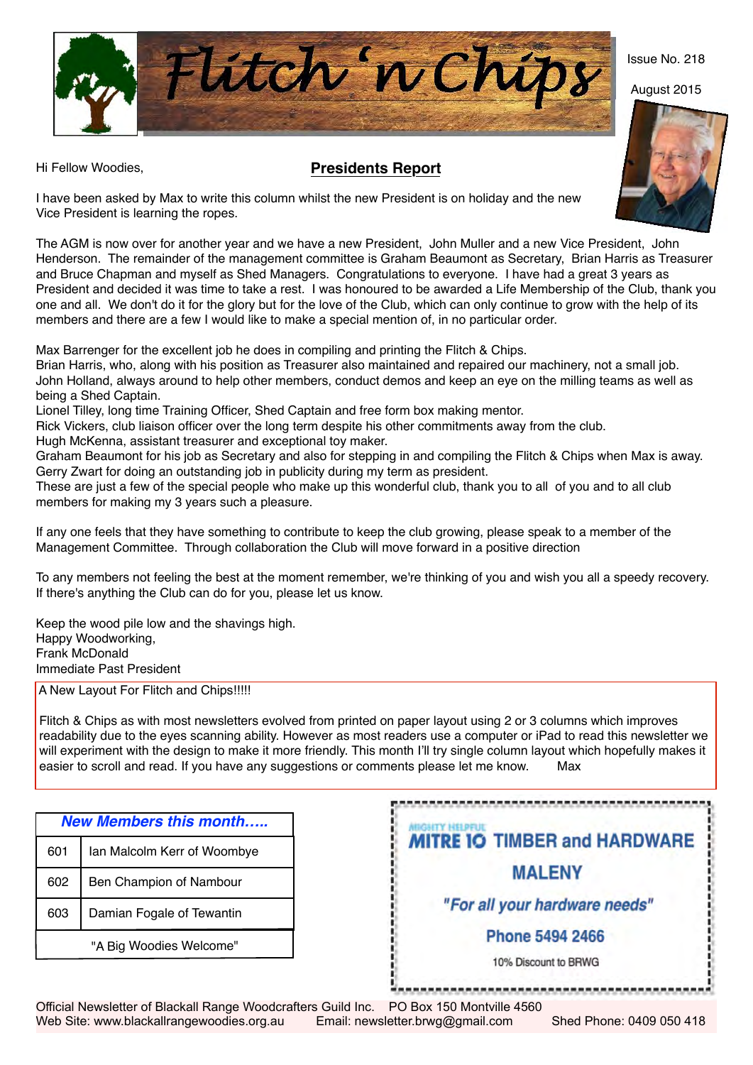# Flitch 'n Chips

Issue No. 218

August 2015

Hi Fellow Woodies,

## Presidents Report

I have been asked by Max to write this column whilst the new President is on holiday and the new Vice President is learning the ropes.

The AGM is now over for another year and we have a new President, John Muller and a new Vice President, John Henderson. The remainder of the management committee is Graham Beaumont as Secretary, Brian Harris as Treasurer and Bruce Chapman and myself as Shed Managers. Congratulations to everyone. I have had a great 3 years as President and decided it was time to take a rest. I was honoured to be awarded a Life Membership of the Club, thank you one and all. We don't do it for the glory but for the love of the Club, which can only continue to grow with the help of its members and there are a few I would like to make a special mention of, in no particular order.

Max Barrenger for the excellent job he does in compiling and printing the Flitch & Chips.
Brian Harris, who, along with his position as Treasurer also maintained and repaired our machinery, not a small job.
John Holland, always around to help other members, conduct demos and keep an eye on the milling teams as well as being a Shed Captain.
Lionel Tilley, long time Training Officer, Shed Captain and free form box making mentor.
Rick Vickers, club liaison officer over the long term despite his other commitments away from the club.
Hugh McKenna, assistant treasurer and exceptional toy maker.
Graham Beaumont for his job as Secretary and also for stepping in and compiling the Flitch & Chips when Max is away.
Gerry Zwart for doing an outstanding job in publicity during my term as president.
These are just a few of the special people who make up this wonderful club, thank you to all of you and to all club members for making my 3 years such a pleasure.

If any one feels that they have something to contribute to keep the club growing, please speak to a member of the Management Committee. Through collaboration the Club will move forward in a positive direction

To any members not feeling the best at the moment remember, we're thinking of you and wish you all a speedy recovery. If there's anything the Club can do for you, please let us know.

Keep the wood pile low and the shavings high.
Happy Woodworking,
Frank McDonald
Immediate Past President

A New Layout For Flitch and Chips!!!!!

Flitch & Chips as with most newsletters evolved from printed on paper layout using 2 or 3 columns which improves readability due to the eyes scanning ability. However as most readers use a computer or iPad to read this newsletter we will experiment with the design to make it more friendly. This month I'll try single column layout which hopefully makes it easier to scroll and read. If you have any suggestions or comments please let me know. Max

| *New Members this month.....* | |
|---|---|
| 601 | Ian Malcolm Kerr of Woombye |
| 602 | Ben Champion of Nambour |
| 603 | Damian Fogale of Tewantin |
| "A Big Woodies Welcome" | |

MIGHTY HELPFUL
**MITRE 10 TIMBER and HARDWARE**
**MALENY**
***"For all your hardware needs"***
**Phone 5494 2466**
10% Discount to BRWG

Official Newsletter of Blackall Range Woodcrafters Guild Inc. PO Box 150 Montville 4560
Web Site: www.blackallrangewoodies.org.au Email: newsletter.brwg@gmail.com Shed Phone: 0409 050 418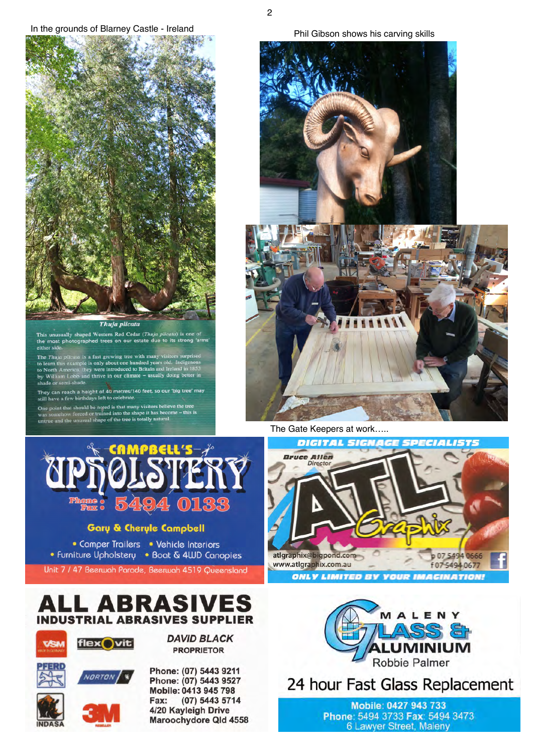In the grounds of Blarney Castle - Ireland

*Thuja plicata*

This unusually shaped Western Red Cedar (*Thuja plicata*) is one of the most photographed trees on our estate due to its strong 'arms' either side.

The *Thuja plicata* is a fast growing tree with many visitors surprised to learn this example is only about one hundred years old. Indigenous to North America, they were introduced to Britain and Ireland in 1853 by William Lobb and thrive in our climate – usually doing better in shade or semi-shade.

They can reach a height of 40 metres/140 feet, so our 'big tree' may still have a few birthdays left to celebrate.

One point that should be noted is that many visitors believe the tree was somehow forced or trained into the shape it has become – this is untrue and the unusual shape of the tree is totally natural.

Phil Gibson shows his carving skills

The Gate Keepers at work…..

**CAMPBELL'S UPHOLSTERY**

Phone / Fax : 5494 0133

Gary & Cheryle Campbell

- Camper Trailers
- Vehicle Interiors
- Furniture Upholstery
- Boat & 4WD Canopies

Unit 7 / 47 Beerwah Parade, Beerwah 4519 Queensland

**DIGITAL SIGNAGE SPECIALISTS**

Bruce Allen
Director

ATL Graphix

atlgraphix@bigpond.com
www.atlgraphix.com.au

p 07 5494 0666
f 07 5494 0677

ONLY LIMITED BY YOUR IMAGINATION!

**ALL ABRASIVES**
**INDUSTRIAL ABRASIVES SUPPLIER**

VSM · flexOvit · PFERD · NORTON · INDASA · 3M

*DAVID BLACK*
PROPRIETOR

Phone: (07) 5443 9211
Phone: (07) 5443 9527
Mobile: 0413 945 798
Fax: (07) 5443 5714
4/20 Kayleigh Drive
Maroochydore Qld 4558

**MALENY GLASS & ALUMINIUM**

Robbie Palmer

24 hour Fast Glass Replacement

Mobile: 0427 943 733
Phone: 5494 3733 Fax: 5494 3473
6 Lawyer Street, Maleny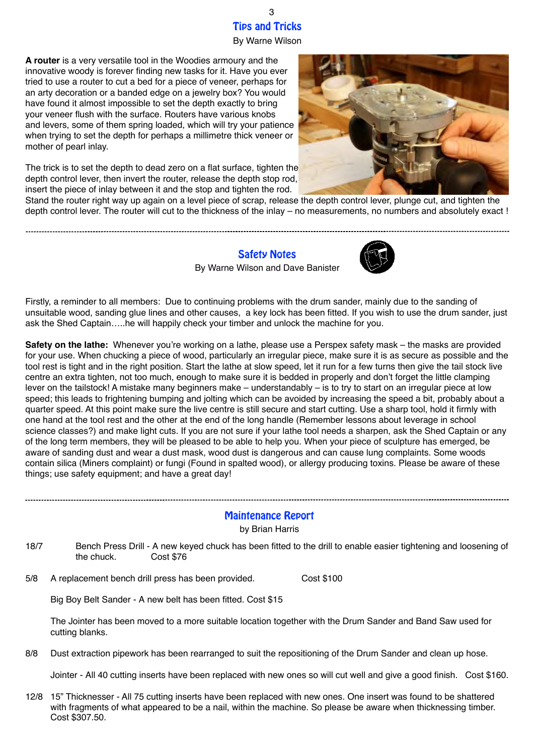## Tips and Tricks

By Warne Wilson

**A router** is a very versatile tool in the Woodies armoury and the innovative woody is forever finding new tasks for it. Have you ever tried to use a router to cut a bed for a piece of veneer, perhaps for an arty decoration or a banded edge on a jewelry box? You would have found it almost impossible to set the depth exactly to bring your veneer flush with the surface. Routers have various knobs and levers, some of them spring loaded, which will try your patience when trying to set the depth for perhaps a millimetre thick veneer or mother of pearl inlay.

The trick is to set the depth to dead zero on a flat surface, tighten the depth control lever, then invert the router, release the depth stop rod, insert the piece of inlay between it and the stop and tighten the rod. Stand the router right way up again on a level piece of scrap, release the depth control lever, plunge cut, and tighten the depth control lever. The router will cut to the thickness of the inlay – no measurements, no numbers and absolutely exact !

---

## Safety Notes

By Warne Wilson and Dave Banister

Firstly, a reminder to all members: Due to continuing problems with the drum sander, mainly due to the sanding of unsuitable wood, sanding glue lines and other causes, a key lock has been fitted. If you wish to use the drum sander, just ask the Shed Captain…..he will happily check your timber and unlock the machine for you.

**Safety on the lathe:** Whenever you're working on a lathe, please use a Perspex safety mask – the masks are provided for your use. When chucking a piece of wood, particularly an irregular piece, make sure it is as secure as possible and the tool rest is tight and in the right position. Start the lathe at slow speed, let it run for a few turns then give the tail stock live centre an extra tighten, not too much, enough to make sure it is bedded in properly and don't forget the little clamping lever on the tailstock! A mistake many beginners make – understandably – is to try to start on an irregular piece at low speed; this leads to frightening bumping and jolting which can be avoided by increasing the speed a bit, probably about a quarter speed. At this point make sure the live centre is still secure and start cutting. Use a sharp tool, hold it firmly with one hand at the tool rest and the other at the end of the long handle (Remember lessons about leverage in school science classes?) and make light cuts. If you are not sure if your lathe tool needs a sharpen, ask the Shed Captain or any of the long term members, they will be pleased to be able to help you. When your piece of sculpture has emerged, be aware of sanding dust and wear a dust mask, wood dust is dangerous and can cause lung complaints. Some woods contain silica (Miners complaint) or fungi (Found in spalted wood), or allergy producing toxins. Please be aware of these things; use safety equipment; and have a great day!

---

## Maintenance Report

by Brian Harris

18/7 Bench Press Drill - A new keyed chuck has been fitted to the drill to enable easier tightening and loosening of the chuck. Cost $76

5/8 A replacement bench drill press has been provided. Cost $100

Big Boy Belt Sander - A new belt has been fitted. Cost $15

The Jointer has been moved to a more suitable location together with the Drum Sander and Band Saw used for cutting blanks.

8/8 Dust extraction pipework has been rearranged to suit the repositioning of the Drum Sander and clean up hose.

Jointer - All 40 cutting inserts have been replaced with new ones so will cut well and give a good finish. Cost $160.

12/8 15" Thicknesser - All 75 cutting inserts have been replaced with new ones. One insert was found to be shattered with fragments of what appeared to be a nail, within the machine. So please be aware when thicknessing timber. Cost $307.50.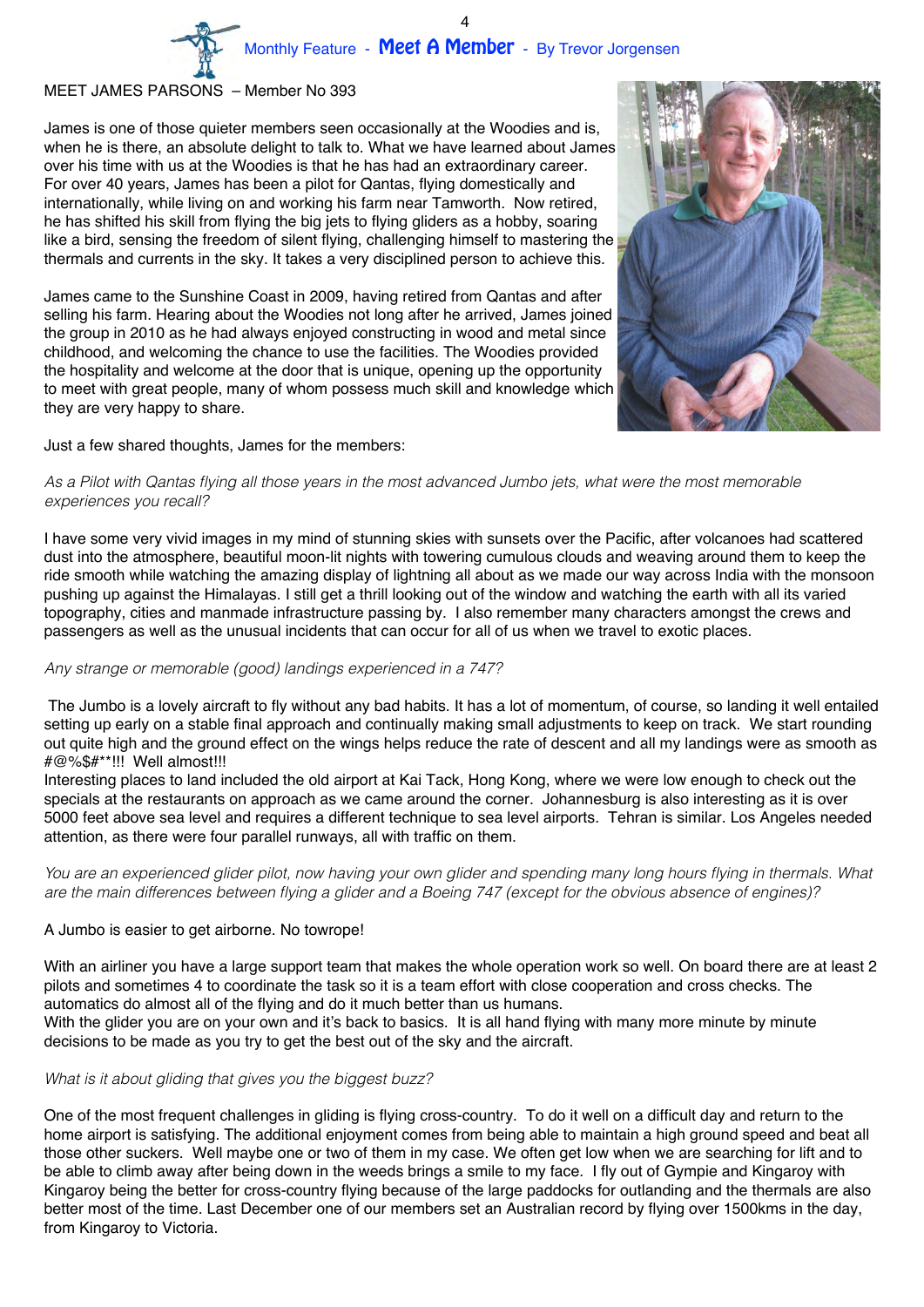Monthly Feature - **Meet A Member** - By Trevor Jorgensen

MEET JAMES PARSONS – Member No 393

James is one of those quieter members seen occasionally at the Woodies and is, when he is there, an absolute delight to talk to. What we have learned about James over his time with us at the Woodies is that he has had an extraordinary career. For over 40 years, James has been a pilot for Qantas, flying domestically and internationally, while living on and working his farm near Tamworth. Now retired, he has shifted his skill from flying the big jets to flying gliders as a hobby, soaring like a bird, sensing the freedom of silent flying, challenging himself to mastering the thermals and currents in the sky. It takes a very disciplined person to achieve this.

James came to the Sunshine Coast in 2009, having retired from Qantas and after selling his farm. Hearing about the Woodies not long after he arrived, James joined the group in 2010 as he had always enjoyed constructing in wood and metal since childhood, and welcoming the chance to use the facilities. The Woodies provided the hospitality and welcome at the door that is unique, opening up the opportunity to meet with great people, many of whom possess much skill and knowledge which they are very happy to share.

Just a few shared thoughts, James for the members:

*As a Pilot with Qantas flying all those years in the most advanced Jumbo jets, what were the most memorable experiences you recall?*

I have some very vivid images in my mind of stunning skies with sunsets over the Pacific, after volcanoes had scattered dust into the atmosphere, beautiful moon-lit nights with towering cumulous clouds and weaving around them to keep the ride smooth while watching the amazing display of lightning all about as we made our way across India with the monsoon pushing up against the Himalayas. I still get a thrill looking out of the window and watching the earth with all its varied topography, cities and manmade infrastructure passing by. I also remember many characters amongst the crews and passengers as well as the unusual incidents that can occur for all of us when we travel to exotic places.

*Any strange or memorable (good) landings experienced in a 747?*

The Jumbo is a lovely aircraft to fly without any bad habits. It has a lot of momentum, of course, so landing it well entailed setting up early on a stable final approach and continually making small adjustments to keep on track. We start rounding out quite high and the ground effect on the wings helps reduce the rate of descent and all my landings were as smooth as #@%$#**!!! Well almost!!!
Interesting places to land included the old airport at Kai Tack, Hong Kong, where we were low enough to check out the specials at the restaurants on approach as we came around the corner. Johannesburg is also interesting as it is over 5000 feet above sea level and requires a different technique to sea level airports. Tehran is similar. Los Angeles needed attention, as there were four parallel runways, all with traffic on them.

*You are an experienced glider pilot, now having your own glider and spending many long hours flying in thermals. What are the main differences between flying a glider and a Boeing 747 (except for the obvious absence of engines)?*

A Jumbo is easier to get airborne. No towrope!

With an airliner you have a large support team that makes the whole operation work so well. On board there are at least 2 pilots and sometimes 4 to coordinate the task so it is a team effort with close cooperation and cross checks. The automatics do almost all of the flying and do it much better than us humans.
With the glider you are on your own and it's back to basics. It is all hand flying with many more minute by minute decisions to be made as you try to get the best out of the sky and the aircraft.

*What is it about gliding that gives you the biggest buzz?*

One of the most frequent challenges in gliding is flying cross-country. To do it well on a difficult day and return to the home airport is satisfying. The additional enjoyment comes from being able to maintain a high ground speed and beat all those other suckers. Well maybe one or two of them in my case. We often get low when we are searching for lift and to be able to climb away after being down in the weeds brings a smile to my face. I fly out of Gympie and Kingaroy with Kingaroy being the better for cross-country flying because of the large paddocks for outlanding and the thermals are also better most of the time. Last December one of our members set an Australian record by flying over 1500kms in the day, from Kingaroy to Victoria.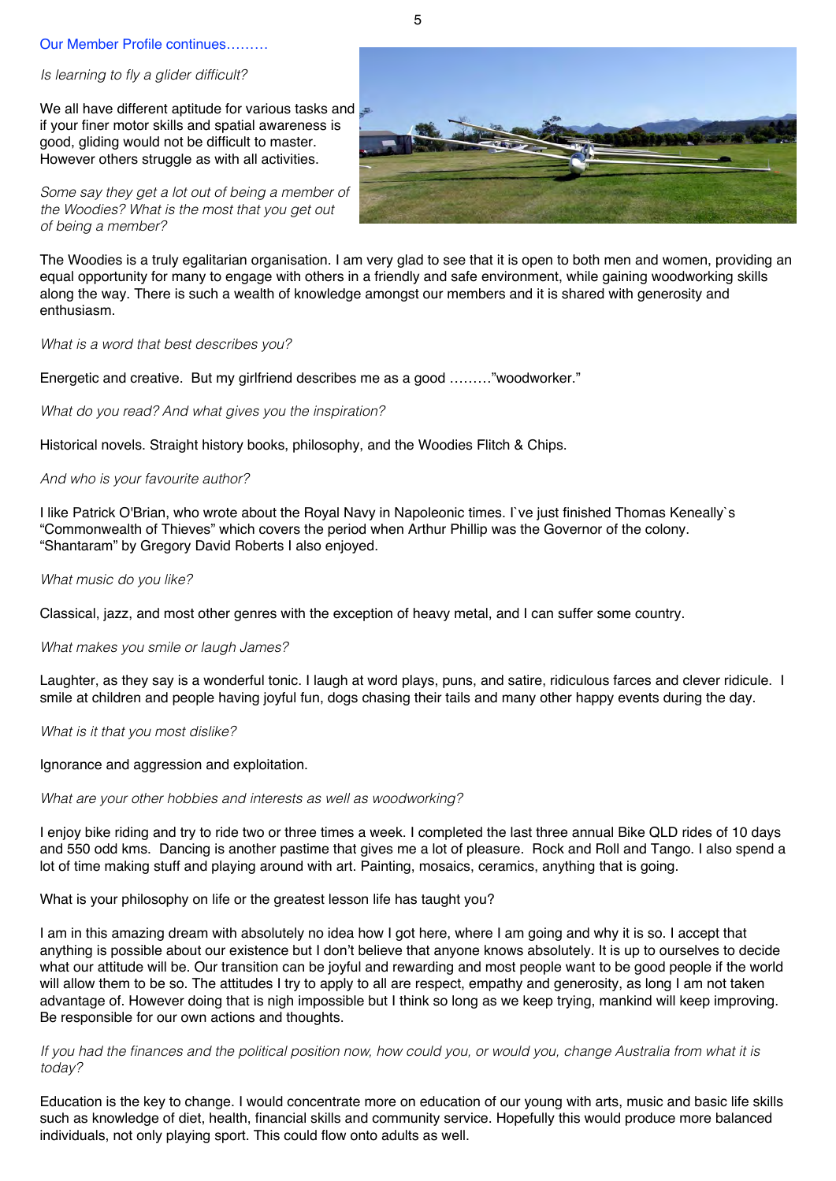Our Member Profile continues………

*Is learning to fly a glider difficult?*

We all have different aptitude for various tasks and if your finer motor skills and spatial awareness is good, gliding would not be difficult to master. However others struggle as with all activities.

*Some say they get a lot out of being a member of the Woodies? What is the most that you get out of being a member?*

The Woodies is a truly egalitarian organisation. I am very glad to see that it is open to both men and women, providing an equal opportunity for many to engage with others in a friendly and safe environment, while gaining woodworking skills along the way. There is such a wealth of knowledge amongst our members and it is shared with generosity and enthusiasm.

*What is a word that best describes you?*

Energetic and creative. But my girlfriend describes me as a good ………"woodworker."

*What do you read? And what gives you the inspiration?*

Historical novels. Straight history books, philosophy, and the Woodies Flitch & Chips.

*And who is your favourite author?*

I like Patrick O'Brian, who wrote about the Royal Navy in Napoleonic times. I`ve just finished Thomas Keneally`s "Commonwealth of Thieves" which covers the period when Arthur Phillip was the Governor of the colony. "Shantaram" by Gregory David Roberts I also enjoyed.

*What music do you like?*

Classical, jazz, and most other genres with the exception of heavy metal, and I can suffer some country.

*What makes you smile or laugh James?*

Laughter, as they say is a wonderful tonic. I laugh at word plays, puns, and satire, ridiculous farces and clever ridicule. I smile at children and people having joyful fun, dogs chasing their tails and many other happy events during the day.

*What is it that you most dislike?*

Ignorance and aggression and exploitation.

*What are your other hobbies and interests as well as woodworking?*

I enjoy bike riding and try to ride two or three times a week. I completed the last three annual Bike QLD rides of 10 days and 550 odd kms. Dancing is another pastime that gives me a lot of pleasure. Rock and Roll and Tango. I also spend a lot of time making stuff and playing around with art. Painting, mosaics, ceramics, anything that is going.

What is your philosophy on life or the greatest lesson life has taught you?

I am in this amazing dream with absolutely no idea how I got here, where I am going and why it is so. I accept that anything is possible about our existence but I don't believe that anyone knows absolutely. It is up to ourselves to decide what our attitude will be. Our transition can be joyful and rewarding and most people want to be good people if the world will allow them to be so. The attitudes I try to apply to all are respect, empathy and generosity, as long I am not taken advantage of. However doing that is nigh impossible but I think so long as we keep trying, mankind will keep improving. Be responsible for our own actions and thoughts.

*If you had the finances and the political position now, how could you, or would you, change Australia from what it is today?*

Education is the key to change. I would concentrate more on education of our young with arts, music and basic life skills such as knowledge of diet, health, financial skills and community service. Hopefully this would produce more balanced individuals, not only playing sport. This could flow onto adults as well.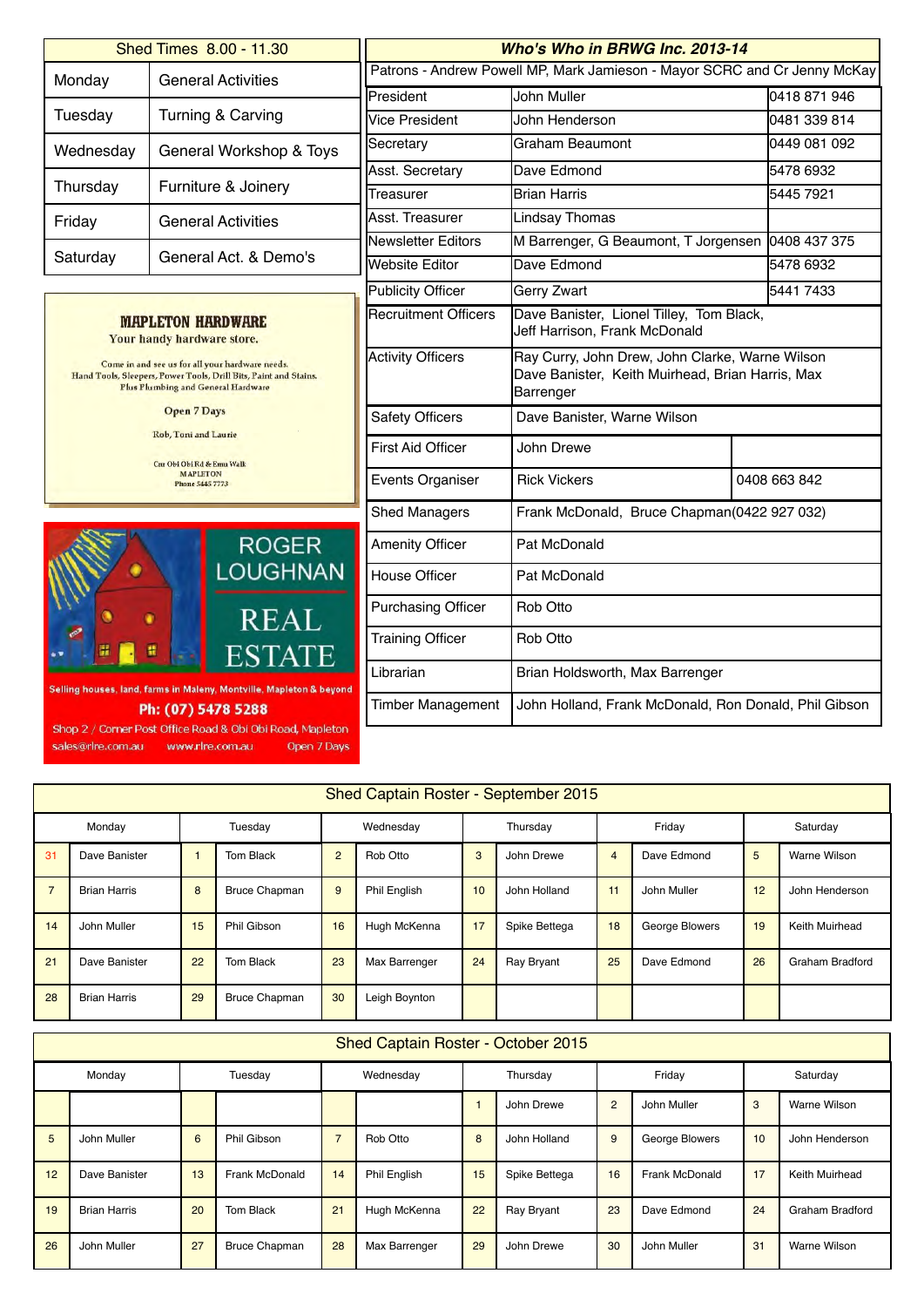| Shed Times 8.00 - 11.30 | |
|---|---|
| Monday | General Activities |
| Tuesday | Turning & Carving |
| Wednesday | General Workshop & Toys |
| Thursday | Furniture & Joinery |
| Friday | General Activities |
| Saturday | General Act. & Demo's |

**MAPLETON HARDWARE**
Your handy hardware store.

Come in and see us for all your hardware needs.
Hand Tools, Sleepers, Power Tools, Drill Bits, Paint and Stains.
Plus Plumbing and General Hardware

Open 7 Days

Rob, Toni and Laurie

Cnr Obi Obi Rd & Emu Walk
MAPLETON
Phone 5445 7773

ROGER LOUGHNAN REAL ESTATE

Selling houses, land, farms in Maleny, Montville, Mapleton & beyond

Ph: (07) 5478 5288

Shop 2 / Corner Post Office Road & Obi Obi Road, Mapleton

sales@rlre.com.au www.rlre.com.au Open 7 Days

## *Who's Who in BRWG Inc. 2013-14*

Patrons - Andrew Powell MP, Mark Jamieson - Mayor SCRC and Cr Jenny McKay

| | | |
|---|---|---|
| President | John Muller | 0418 871 946 |
| Vice President | John Henderson | 0481 339 814 |
| Secretary | Graham Beaumont | 0449 081 092 |
| Asst. Secretary | Dave Edmond | 5478 6932 |
| Treasurer | Brian Harris | 5445 7921 |
| Asst. Treasurer | Lindsay Thomas | |
| Newsletter Editors | M Barrenger, G Beaumont, T Jorgensen | 0408 437 375 |
| Website Editor | Dave Edmond | 5478 6932 |
| Publicity Officer | Gerry Zwart | 5441 7433 |
| Recruitment Officers | Dave Banister, Lionel Tilley, Tom Black, Jeff Harrison, Frank McDonald | |
| Activity Officers | Ray Curry, John Drew, John Clarke, Warne Wilson Dave Banister, Keith Muirhead, Brian Harris, Max Barrenger | |
| Safety Officers | Dave Banister, Warne Wilson | |
| First Aid Officer | John Drewe | |
| Events Organiser | Rick Vickers | 0408 663 842 |
| Shed Managers | Frank McDonald, Bruce Chapman(0422 927 032) | |
| Amenity Officer | Pat McDonald | |
| House Officer | Pat McDonald | |
| Purchasing Officer | Rob Otto | |
| Training Officer | Rob Otto | |
| Librarian | Brian Holdsworth, Max Barrenger | |
| Timber Management | John Holland, Frank McDonald, Ron Donald, Phil Gibson | |

## Shed Captain Roster - September 2015

| Monday | | Tuesday | | Wednesday | | Thursday | | Friday | | Saturday | |
|---|---|---|---|---|---|---|---|---|---|---|---|
| 31 | Dave Banister | 1 | Tom Black | 2 | Rob Otto | 3 | John Drewe | 4 | Dave Edmond | 5 | Warne Wilson |
| 7 | Brian Harris | 8 | Bruce Chapman | 9 | Phil English | 10 | John Holland | 11 | John Muller | 12 | John Henderson |
| 14 | John Muller | 15 | Phil Gibson | 16 | Hugh McKenna | 17 | Spike Bettega | 18 | George Blowers | 19 | Keith Muirhead |
| 21 | Dave Banister | 22 | Tom Black | 23 | Max Barrenger | 24 | Ray Bryant | 25 | Dave Edmond | 26 | Graham Bradford |
| 28 | Brian Harris | 29 | Bruce Chapman | 30 | Leigh Boynton | | | | | | |

## Shed Captain Roster - October 2015

| Monday | | Tuesday | | Wednesday | | Thursday | | Friday | | Saturday | |
|---|---|---|---|---|---|---|---|---|---|---|---|
| | | | | | | 1 | John Drewe | 2 | John Muller | 3 | Warne Wilson |
| 5 | John Muller | 6 | Phil Gibson | 7 | Rob Otto | 8 | John Holland | 9 | George Blowers | 10 | John Henderson |
| 12 | Dave Banister | 13 | Frank McDonald | 14 | Phil English | 15 | Spike Bettega | 16 | Frank McDonald | 17 | Keith Muirhead |
| 19 | Brian Harris | 20 | Tom Black | 21 | Hugh McKenna | 22 | Ray Bryant | 23 | Dave Edmond | 24 | Graham Bradford |
| 26 | John Muller | 27 | Bruce Chapman | 28 | Max Barrenger | 29 | John Drewe | 30 | John Muller | 31 | Warne Wilson |